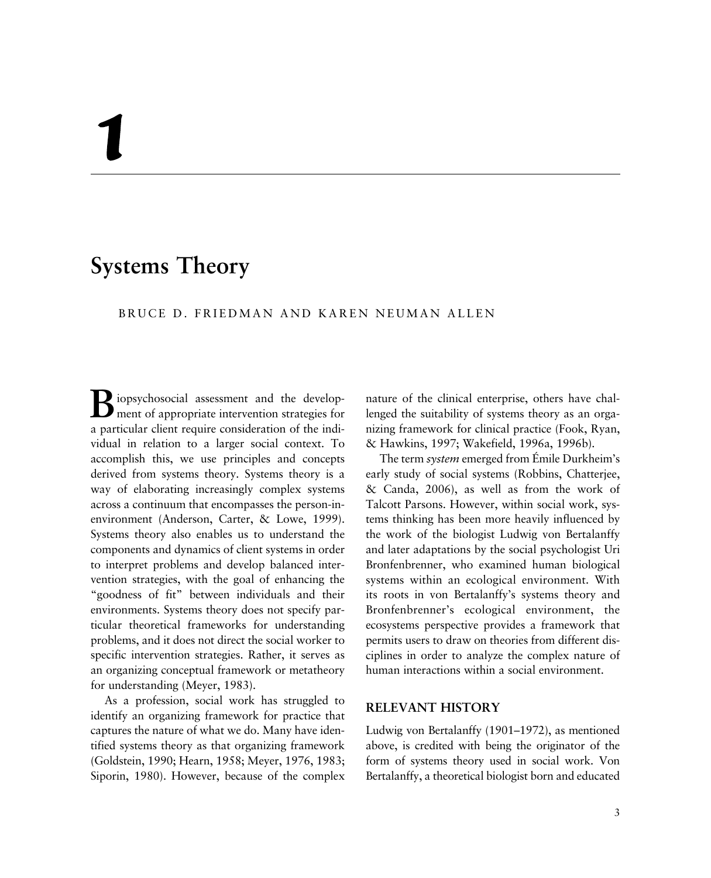# 1

# Systems Theory

BRUCE D. FRIEDMAN AND KAREN NEUMAN ALLEN

Biopsychosocial assessment and the development of appropriate intervention strategies for a particular client require consideration of the individual in relation to a larger social context. To accomplish this, we use principles and concepts derived from systems theory. Systems theory is a way of elaborating increasingly complex systems across a continuum that encompasses the person-in-environment (Anderson, Carter, & Lowe, 1999). Systems theory also enables us to understand the components and dynamics of client systems in order to interpret problems and develop balanced intervention strategies, with the goal of enhancing the "goodness of fit" between individuals and their environments. Systems theory does not specify particular theoretical frameworks for understanding problems, and it does not direct the social worker to specific intervention strategies. Rather, it serves as an organizing conceptual framework or metatheory for understanding (Meyer, 1983).

As a profession, social work has struggled to identify an organizing framework for practice that captures the nature of what we do. Many have identified systems theory as that organizing framework (Goldstein, 1990; Hearn, 1958; Meyer, 1976, 1983; Siporin, 1980). However, because of the complex nature of the clinical enterprise, others have challenged the suitability of systems theory as an organizing framework for clinical practice (Fook, Ryan, & Hawkins, 1997; Wakefield, 1996a, 1996b).

The term *system* emerged from Émile Durkheim's early study of social systems (Robbins, Chatterjee, & Canda, 2006), as well as from the work of Talcott Parsons. However, within social work, systems thinking has been more heavily influenced by the work of the biologist Ludwig von Bertalanffy and later adaptations by the social psychologist Uri Bronfenbrenner, who examined human biological systems within an ecological environment. With its roots in von Bertalanffy's systems theory and Bronfenbrenner's ecological environment, the ecosystems perspective provides a framework that permits users to draw on theories from different disciplines in order to analyze the complex nature of human interactions within a social environment.

## RELEVANT HISTORY

Ludwig von Bertalanffy (1901–1972), as mentioned above, is credited with being the originator of the form of systems theory used in social work. Von Bertalanffy, a theoretical biologist born and educated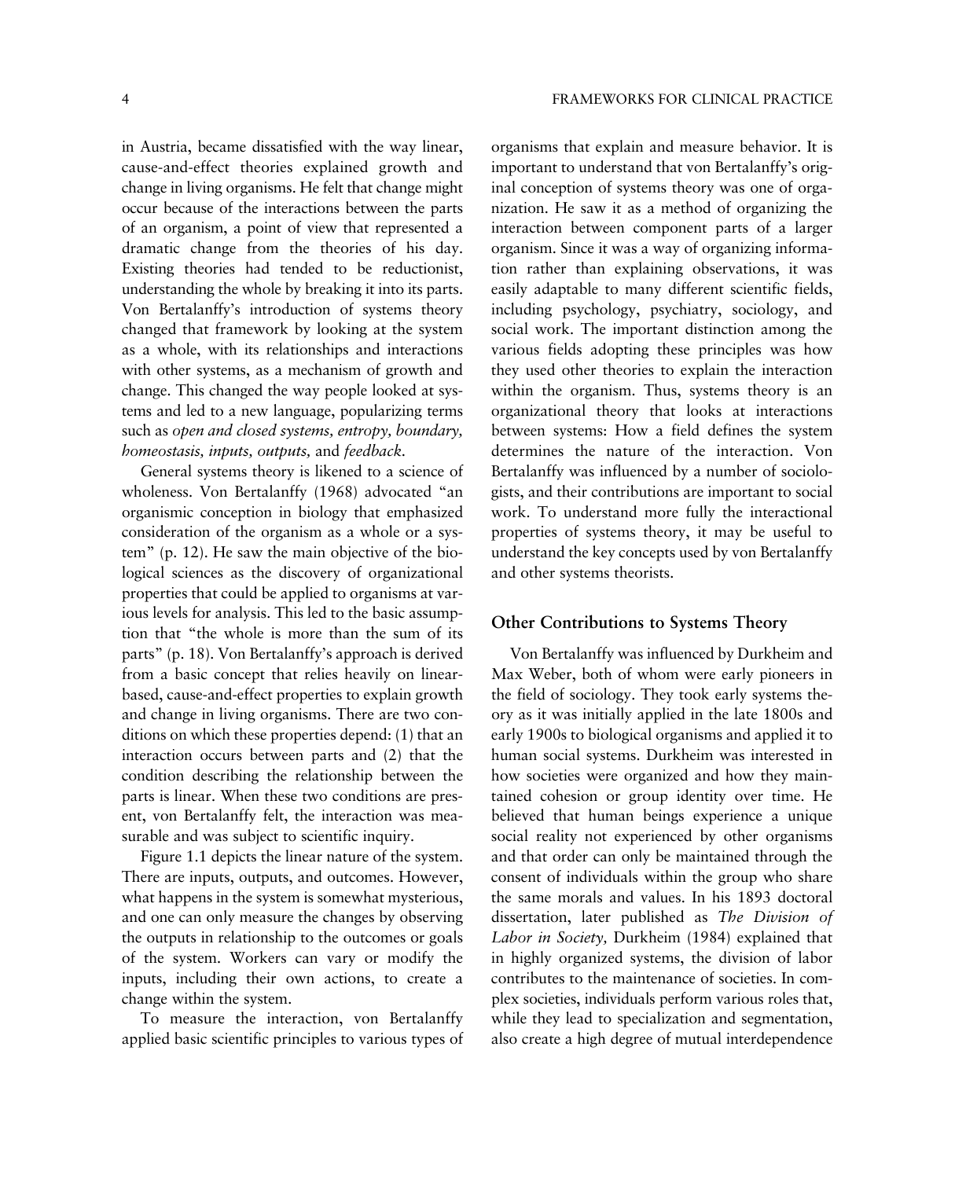in Austria, became dissatisfied with the way linear, cause-and-effect theories explained growth and change in living organisms. He felt that change might occur because of the interactions between the parts of an organism, a point of view that represented a dramatic change from the theories of his day. Existing theories had tended to be reductionist, understanding the whole by breaking it into its parts. Von Bertalanffy's introduction of systems theory changed that framework by looking at the system as a whole, with its relationships and interactions with other systems, as a mechanism of growth and change. This changed the way people looked at systems and led to a new language, popularizing terms such as *open and closed systems, entropy, boundary, homeostasis, inputs, outputs,* and *feedback*.

General systems theory is likened to a science of wholeness. Von Bertalanffy (1968) advocated "an organismic conception in biology that emphasized consideration of the organism as a whole or a system" (p. 12). He saw the main objective of the biological sciences as the discovery of organizational properties that could be applied to organisms at various levels for analysis. This led to the basic assumption that "the whole is more than the sum of its parts" (p. 18). Von Bertalanffy's approach is derived from a basic concept that relies heavily on linear-based, cause-and-effect properties to explain growth and change in living organisms. There are two conditions on which these properties depend: (1) that an interaction occurs between parts and (2) that the condition describing the relationship between the parts is linear. When these two conditions are present, von Bertalanffy felt, the interaction was measurable and was subject to scientific inquiry.

Figure 1.1 depicts the linear nature of the system. There are inputs, outputs, and outcomes. However, what happens in the system is somewhat mysterious, and one can only measure the changes by observing the outputs in relationship to the outcomes or goals of the system. Workers can vary or modify the inputs, including their own actions, to create a change within the system.

To measure the interaction, von Bertalanffy applied basic scientific principles to various types of organisms that explain and measure behavior. It is important to understand that von Bertalanffy's original conception of systems theory was one of organization. He saw it as a method of organizing the interaction between component parts of a larger organism. Since it was a way of organizing information rather than explaining observations, it was easily adaptable to many different scientific fields, including psychology, psychiatry, sociology, and social work. The important distinction among the various fields adopting these principles was how they used other theories to explain the interaction within the organism. Thus, systems theory is an organizational theory that looks at interactions between systems: How a field defines the system determines the nature of the interaction. Von Bertalanffy was influenced by a number of sociologists, and their contributions are important to social work. To understand more fully the interactional properties of systems theory, it may be useful to understand the key concepts used by von Bertalanffy and other systems theorists.

## Other Contributions to Systems Theory

Von Bertalanffy was influenced by Durkheim and Max Weber, both of whom were early pioneers in the field of sociology. They took early systems theory as it was initially applied in the late 1800s and early 1900s to biological organisms and applied it to human social systems. Durkheim was interested in how societies were organized and how they maintained cohesion or group identity over time. He believed that human beings experience a unique social reality not experienced by other organisms and that order can only be maintained through the consent of individuals within the group who share the same morals and values. In his 1893 doctoral dissertation, later published as *The Division of Labor in Society,* Durkheim (1984) explained that in highly organized systems, the division of labor contributes to the maintenance of societies. In complex societies, individuals perform various roles that, while they lead to specialization and segmentation, also create a high degree of mutual interdependence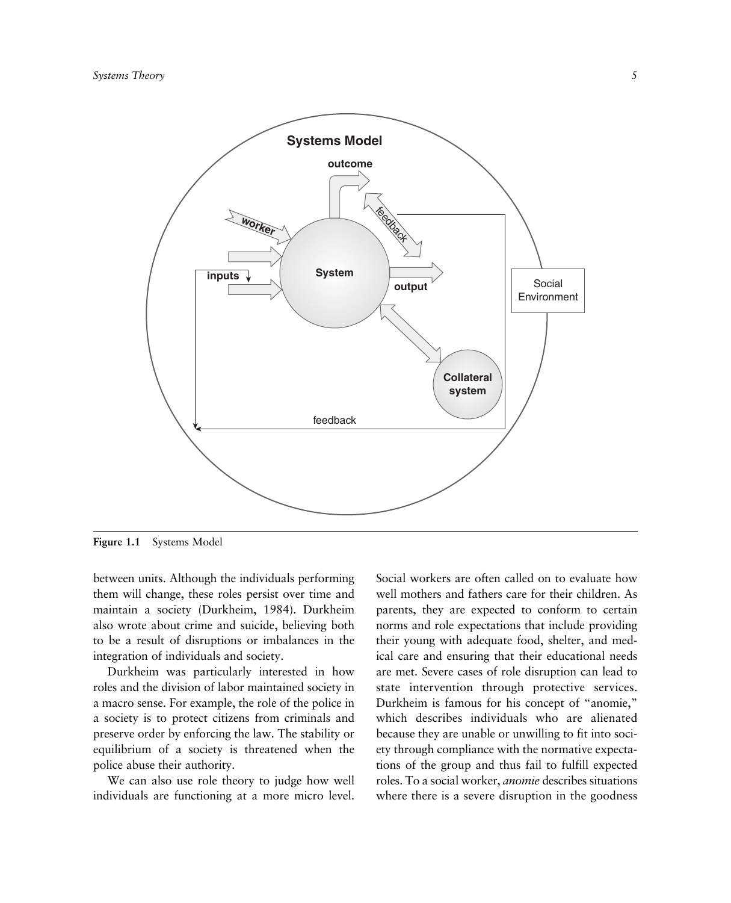Figure 1.1 Systems Model

between units. Although the individuals performing them will change, these roles persist over time and maintain a society (Durkheim, 1984). Durkheim also wrote about crime and suicide, believing both to be a result of disruptions or imbalances in the integration of individuals and society.

Durkheim was particularly interested in how roles and the division of labor maintained society in a macro sense. For example, the role of the police in a society is to protect citizens from criminals and preserve order by enforcing the law. The stability or equilibrium of a society is threatened when the police abuse their authority.

We can also use role theory to judge how well individuals are functioning at a more micro level. Social workers are often called on to evaluate how well mothers and fathers care for their children. As parents, they are expected to conform to certain norms and role expectations that include providing their young with adequate food, shelter, and medical care and ensuring that their educational needs are met. Severe cases of role disruption can lead to state intervention through protective services. Durkheim is famous for his concept of "anomie," which describes individuals who are alienated because they are unable or unwilling to fit into society through compliance with the normative expectations of the group and thus fail to fulfill expected roles. To a social worker, *anomie* describes situations where there is a severe disruption in the goodness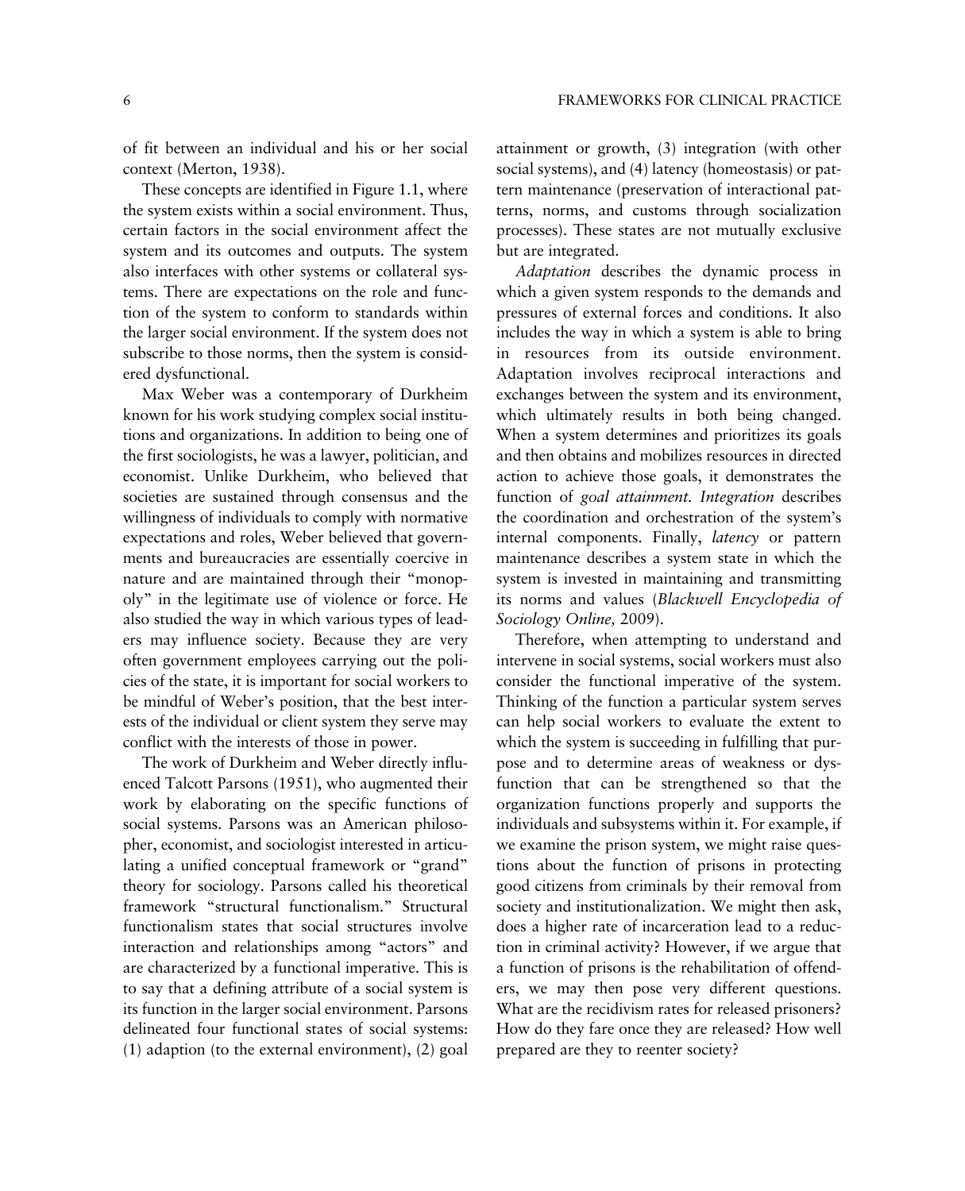of fit between an individual and his or her social context (Merton, 1938).

These concepts are identified in Figure 1.1, where the system exists within a social environment. Thus, certain factors in the social environment affect the system and its outcomes and outputs. The system also interfaces with other systems or collateral systems. There are expectations on the role and function of the system to conform to standards within the larger social environment. If the system does not subscribe to those norms, then the system is considered dysfunctional.

Max Weber was a contemporary of Durkheim known for his work studying complex social institutions and organizations. In addition to being one of the first sociologists, he was a lawyer, politician, and economist. Unlike Durkheim, who believed that societies are sustained through consensus and the willingness of individuals to comply with normative expectations and roles, Weber believed that governments and bureaucracies are essentially coercive in nature and are maintained through their "monopoly" in the legitimate use of violence or force. He also studied the way in which various types of leaders may influence society. Because they are very often government employees carrying out the policies of the state, it is important for social workers to be mindful of Weber's position, that the best interests of the individual or client system they serve may conflict with the interests of those in power.

The work of Durkheim and Weber directly influenced Talcott Parsons (1951), who augmented their work by elaborating on the specific functions of social systems. Parsons was an American philosopher, economist, and sociologist interested in articulating a unified conceptual framework or "grand" theory for sociology. Parsons called his theoretical framework "structural functionalism." Structural functionalism states that social structures involve interaction and relationships among "actors" and are characterized by a functional imperative. This is to say that a defining attribute of a social system is its function in the larger social environment. Parsons delineated four functional states of social systems: (1) adaption (to the external environment), (2) goal attainment or growth, (3) integration (with other social systems), and (4) latency (homeostasis) or pattern maintenance (preservation of interactional patterns, norms, and customs through socialization processes). These states are not mutually exclusive but are integrated.

*Adaptation* describes the dynamic process in which a given system responds to the demands and pressures of external forces and conditions. It also includes the way in which a system is able to bring in resources from its outside environment. Adaptation involves reciprocal interactions and exchanges between the system and its environment, which ultimately results in both being changed. When a system determines and prioritizes its goals and then obtains and mobilizes resources in directed action to achieve those goals, it demonstrates the function of *goal attainment. Integration* describes the coordination and orchestration of the system's internal components. Finally, *latency* or pattern maintenance describes a system state in which the system is invested in maintaining and transmitting its norms and values (*Blackwell Encyclopedia of Sociology Online,* 2009).

Therefore, when attempting to understand and intervene in social systems, social workers must also consider the functional imperative of the system. Thinking of the function a particular system serves can help social workers to evaluate the extent to which the system is succeeding in fulfilling that purpose and to determine areas of weakness or dysfunction that can be strengthened so that the organization functions properly and supports the individuals and subsystems within it. For example, if we examine the prison system, we might raise questions about the function of prisons in protecting good citizens from criminals by their removal from society and institutionalization. We might then ask, does a higher rate of incarceration lead to a reduction in criminal activity? However, if we argue that a function of prisons is the rehabilitation of offenders, we may then pose very different questions. What are the recidivism rates for released prisoners? How do they fare once they are released? How well prepared are they to reenter society?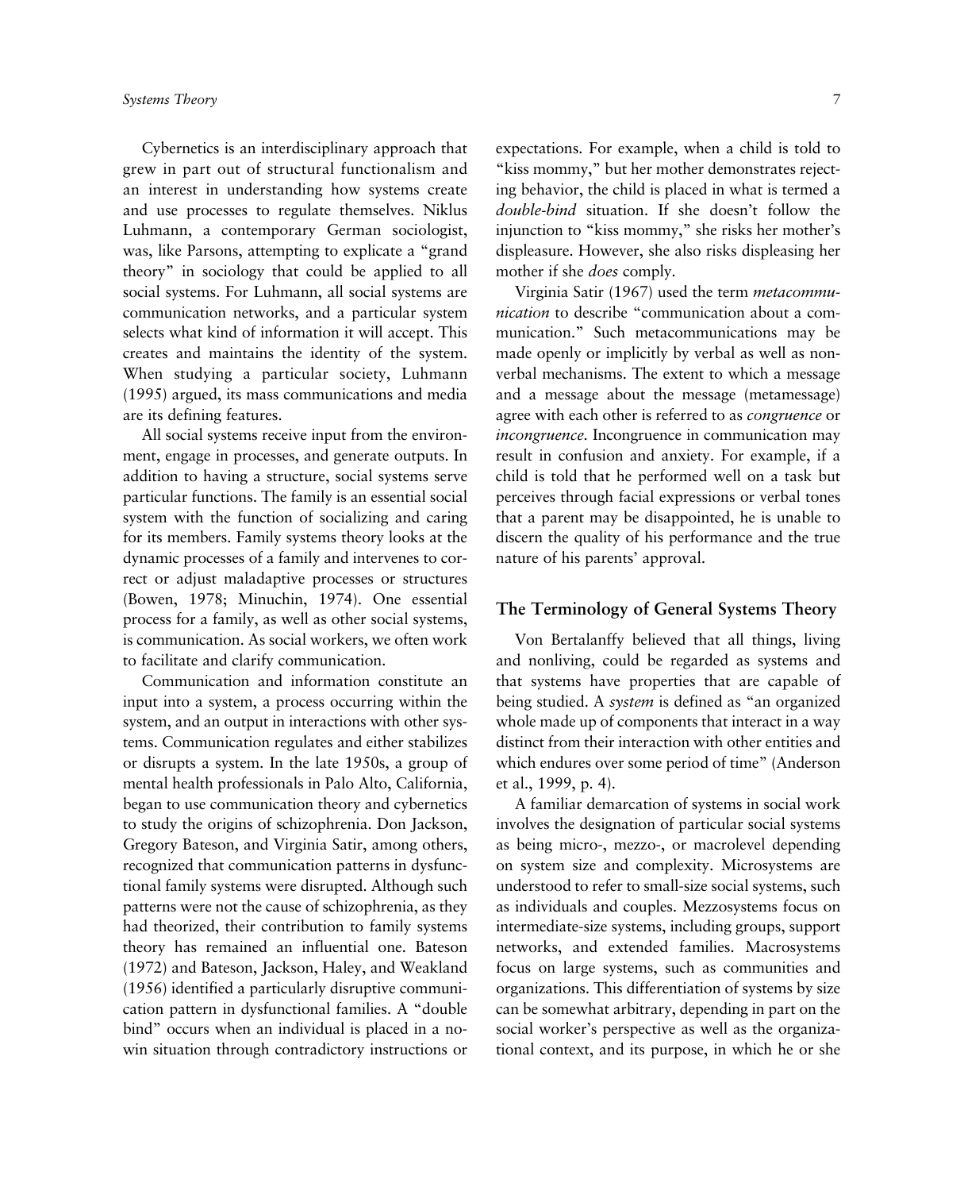Cybernetics is an interdisciplinary approach that grew in part out of structural functionalism and an interest in understanding how systems create and use processes to regulate themselves. Niklus Luhmann, a contemporary German sociologist, was, like Parsons, attempting to explicate a "grand theory" in sociology that could be applied to all social systems. For Luhmann, all social systems are communication networks, and a particular system selects what kind of information it will accept. This creates and maintains the identity of the system. When studying a particular society, Luhmann (1995) argued, its mass communications and media are its defining features.

All social systems receive input from the environment, engage in processes, and generate outputs. In addition to having a structure, social systems serve particular functions. The family is an essential social system with the function of socializing and caring for its members. Family systems theory looks at the dynamic processes of a family and intervenes to correct or adjust maladaptive processes or structures (Bowen, 1978; Minuchin, 1974). One essential process for a family, as well as other social systems, is communication. As social workers, we often work to facilitate and clarify communication.

Communication and information constitute an input into a system, a process occurring within the system, and an output in interactions with other systems. Communication regulates and either stabilizes or disrupts a system. In the late 1950s, a group of mental health professionals in Palo Alto, California, began to use communication theory and cybernetics to study the origins of schizophrenia. Don Jackson, Gregory Bateson, and Virginia Satir, among others, recognized that communication patterns in dysfunctional family systems were disrupted. Although such patterns were not the cause of schizophrenia, as they had theorized, their contribution to family systems theory has remained an influential one. Bateson (1972) and Bateson, Jackson, Haley, and Weakland (1956) identified a particularly disruptive communication pattern in dysfunctional families. A "double bind" occurs when an individual is placed in a no-win situation through contradictory instructions or expectations. For example, when a child is told to "kiss mommy," but her mother demonstrates rejecting behavior, the child is placed in what is termed a *double-bind* situation. If she doesn't follow the injunction to "kiss mommy," she risks her mother's displeasure. However, she also risks displeasing her mother if she *does* comply.

Virginia Satir (1967) used the term *metacommunication* to describe "communication about a communication." Such metacommunications may be made openly or implicitly by verbal as well as nonverbal mechanisms. The extent to which a message and a message about the message (metamessage) agree with each other is referred to as *congruence* or *incongruence*. Incongruence in communication may result in confusion and anxiety. For example, if a child is told that he performed well on a task but perceives through facial expressions or verbal tones that a parent may be disappointed, he is unable to discern the quality of his performance and the true nature of his parents' approval.

## The Terminology of General Systems Theory

Von Bertalanffy believed that all things, living and nonliving, could be regarded as systems and that systems have properties that are capable of being studied. A *system* is defined as "an organized whole made up of components that interact in a way distinct from their interaction with other entities and which endures over some period of time" (Anderson et al., 1999, p. 4).

A familiar demarcation of systems in social work involves the designation of particular social systems as being micro-, mezzo-, or macrolevel depending on system size and complexity. Microsystems are understood to refer to small-size social systems, such as individuals and couples. Mezzosystems focus on intermediate-size systems, including groups, support networks, and extended families. Macrosystems focus on large systems, such as communities and organizations. This differentiation of systems by size can be somewhat arbitrary, depending in part on the social worker's perspective as well as the organizational context, and its purpose, in which he or she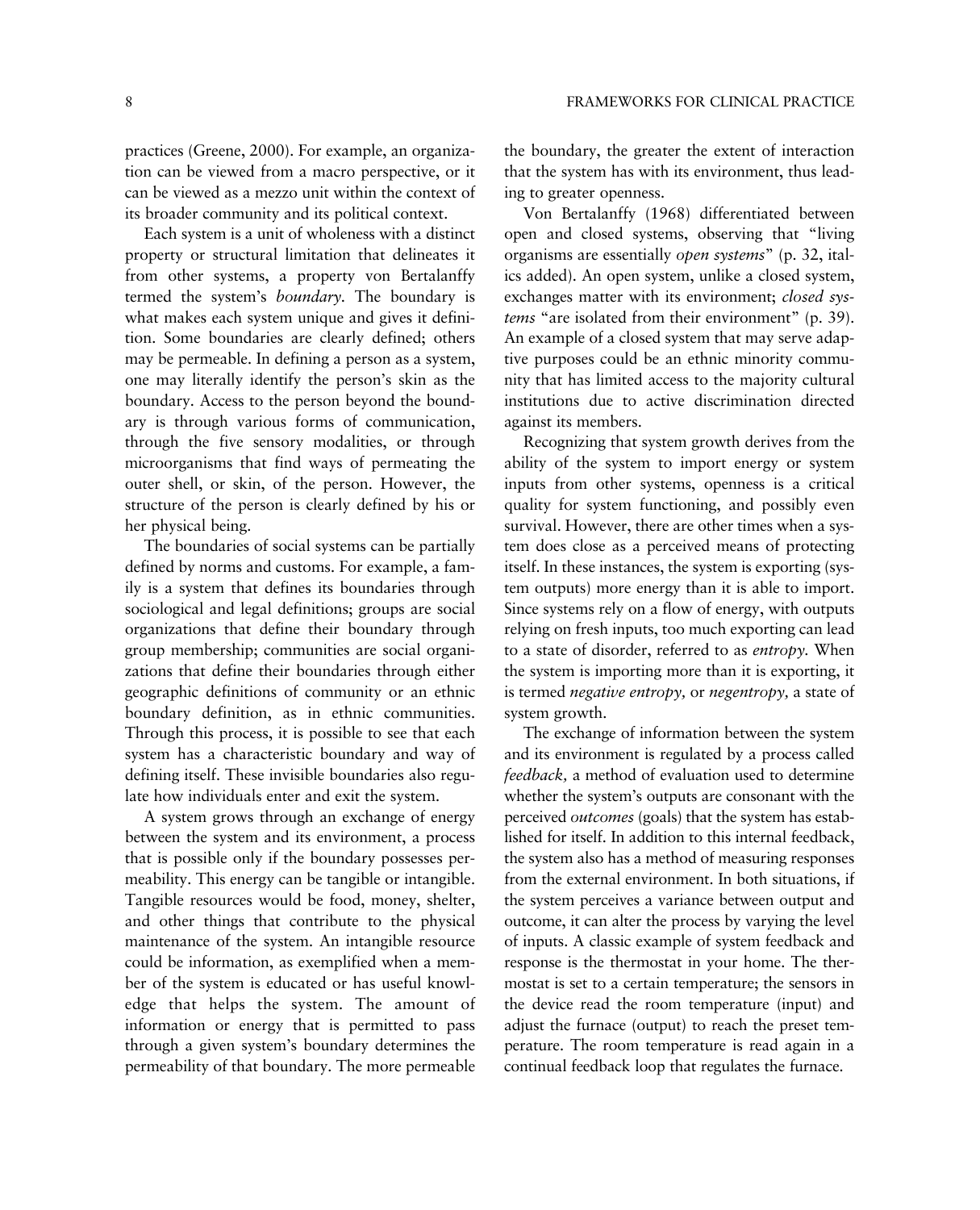practices (Greene, 2000). For example, an organization can be viewed from a macro perspective, or it can be viewed as a mezzo unit within the context of its broader community and its political context.

Each system is a unit of wholeness with a distinct property or structural limitation that delineates it from other systems, a property von Bertalanffy termed the system's *boundary.* The boundary is what makes each system unique and gives it definition. Some boundaries are clearly defined; others may be permeable. In defining a person as a system, one may literally identify the person's skin as the boundary. Access to the person beyond the boundary is through various forms of communication, through the five sensory modalities, or through microorganisms that find ways of permeating the outer shell, or skin, of the person. However, the structure of the person is clearly defined by his or her physical being.

The boundaries of social systems can be partially defined by norms and customs. For example, a family is a system that defines its boundaries through sociological and legal definitions; groups are social organizations that define their boundary through group membership; communities are social organizations that define their boundaries through either geographic definitions of community or an ethnic boundary definition, as in ethnic communities. Through this process, it is possible to see that each system has a characteristic boundary and way of defining itself. These invisible boundaries also regulate how individuals enter and exit the system.

A system grows through an exchange of energy between the system and its environment, a process that is possible only if the boundary possesses permeability. This energy can be tangible or intangible. Tangible resources would be food, money, shelter, and other things that contribute to the physical maintenance of the system. An intangible resource could be information, as exemplified when a member of the system is educated or has useful knowledge that helps the system. The amount of information or energy that is permitted to pass through a given system's boundary determines the permeability of that boundary. The more permeable the boundary, the greater the extent of interaction that the system has with its environment, thus leading to greater openness.

Von Bertalanffy (1968) differentiated between open and closed systems, observing that "living organisms are essentially *open systems*" (p. 32, italics added). An open system, unlike a closed system, exchanges matter with its environment; *closed systems* "are isolated from their environment" (p. 39). An example of a closed system that may serve adaptive purposes could be an ethnic minority community that has limited access to the majority cultural institutions due to active discrimination directed against its members.

Recognizing that system growth derives from the ability of the system to import energy or system inputs from other systems, openness is a critical quality for system functioning, and possibly even survival. However, there are other times when a system does close as a perceived means of protecting itself. In these instances, the system is exporting (system outputs) more energy than it is able to import. Since systems rely on a flow of energy, with outputs relying on fresh inputs, too much exporting can lead to a state of disorder, referred to as *entropy.* When the system is importing more than it is exporting, it is termed *negative entropy,* or *negentropy,* a state of system growth.

The exchange of information between the system and its environment is regulated by a process called *feedback,* a method of evaluation used to determine whether the system's outputs are consonant with the perceived *outcomes* (goals) that the system has established for itself. In addition to this internal feedback, the system also has a method of measuring responses from the external environment. In both situations, if the system perceives a variance between output and outcome, it can alter the process by varying the level of inputs. A classic example of system feedback and response is the thermostat in your home. The thermostat is set to a certain temperature; the sensors in the device read the room temperature (input) and adjust the furnace (output) to reach the preset temperature. The room temperature is read again in a continual feedback loop that regulates the furnace.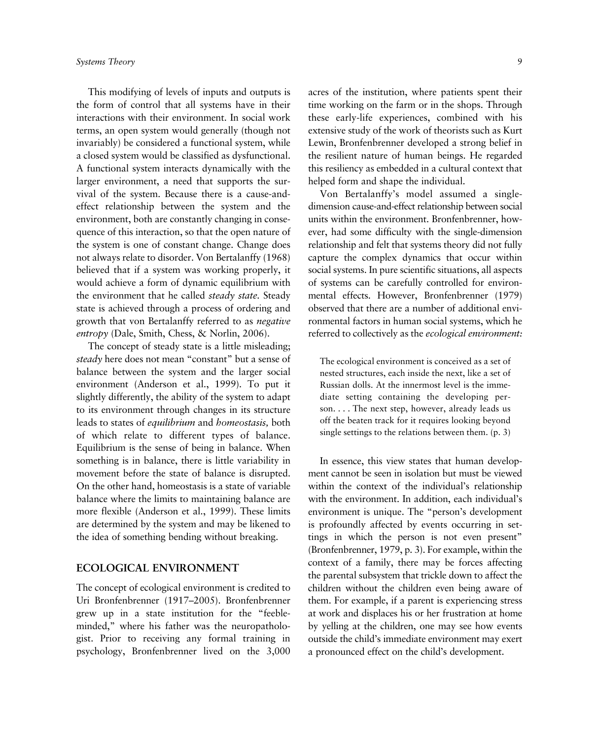This modifying of levels of inputs and outputs is the form of control that all systems have in their interactions with their environment. In social work terms, an open system would generally (though not invariably) be considered a functional system, while a closed system would be classified as dysfunctional. A functional system interacts dynamically with the larger environment, a need that supports the survival of the system. Because there is a cause-and-effect relationship between the system and the environment, both are constantly changing in consequence of this interaction, so that the open nature of the system is one of constant change. Change does not always relate to disorder. Von Bertalanffy (1968) believed that if a system was working properly, it would achieve a form of dynamic equilibrium with the environment that he called *steady state.* Steady state is achieved through a process of ordering and growth that von Bertalanffy referred to as *negative entropy* (Dale, Smith, Chess, & Norlin, 2006).

The concept of steady state is a little misleading; *steady* here does not mean "constant" but a sense of balance between the system and the larger social environment (Anderson et al., 1999). To put it slightly differently, the ability of the system to adapt to its environment through changes in its structure leads to states of *equilibrium* and *homeostasis,* both of which relate to different types of balance. Equilibrium is the sense of being in balance. When something is in balance, there is little variability in movement before the state of balance is disrupted. On the other hand, homeostasis is a state of variable balance where the limits to maintaining balance are more flexible (Anderson et al., 1999). These limits are determined by the system and may be likened to the idea of something bending without breaking.

## ECOLOGICAL ENVIRONMENT

The concept of ecological environment is credited to Uri Bronfenbrenner (1917–2005). Bronfenbrenner grew up in a state institution for the "feebleminded," where his father was the neuropathologist. Prior to receiving any formal training in psychology, Bronfenbrenner lived on the 3,000 acres of the institution, where patients spent their time working on the farm or in the shops. Through these early-life experiences, combined with his extensive study of the work of theorists such as Kurt Lewin, Bronfenbrenner developed a strong belief in the resilient nature of human beings. He regarded this resiliency as embedded in a cultural context that helped form and shape the individual.

Von Bertalanffy's model assumed a single-dimension cause-and-effect relationship between social units within the environment. Bronfenbrenner, however, had some difficulty with the single-dimension relationship and felt that systems theory did not fully capture the complex dynamics that occur within social systems. In pure scientific situations, all aspects of systems can be carefully controlled for environmental effects. However, Bronfenbrenner (1979) observed that there are a number of additional environmental factors in human social systems, which he referred to collectively as the *ecological environment:*

> The ecological environment is conceived as a set of nested structures, each inside the next, like a set of Russian dolls. At the innermost level is the immediate setting containing the developing person. . . . The next step, however, already leads us off the beaten track for it requires looking beyond single settings to the relations between them. (p. 3)

In essence, this view states that human development cannot be seen in isolation but must be viewed within the context of the individual's relationship with the environment. In addition, each individual's environment is unique. The "person's development is profoundly affected by events occurring in settings in which the person is not even present" (Bronfenbrenner, 1979, p. 3). For example, within the context of a family, there may be forces affecting the parental subsystem that trickle down to affect the children without the children even being aware of them. For example, if a parent is experiencing stress at work and displaces his or her frustration at home by yelling at the children, one may see how events outside the child's immediate environment may exert a pronounced effect on the child's development.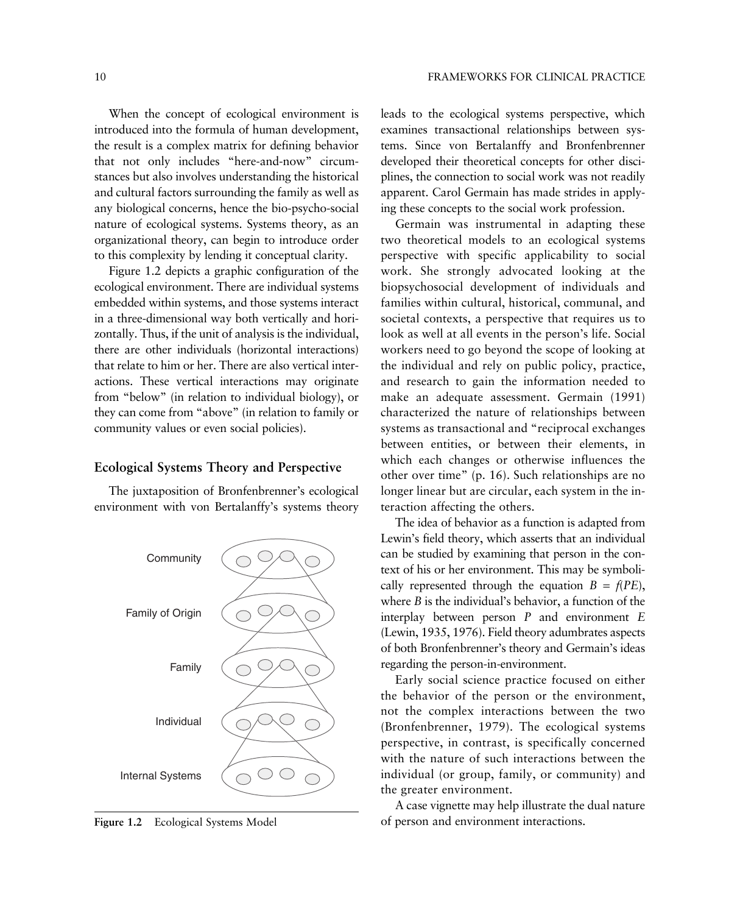When the concept of ecological environment is introduced into the formula of human development, the result is a complex matrix for defining behavior that not only includes "here-and-now" circumstances but also involves understanding the historical and cultural factors surrounding the family as well as any biological concerns, hence the bio-psycho-social nature of ecological systems. Systems theory, as an organizational theory, can begin to introduce order to this complexity by lending it conceptual clarity.

Figure 1.2 depicts a graphic configuration of the ecological environment. There are individual systems embedded within systems, and those systems interact in a three-dimensional way both vertically and horizontally. Thus, if the unit of analysis is the individual, there are other individuals (horizontal interactions) that relate to him or her. There are also vertical interactions. These vertical interactions may originate from "below" (in relation to individual biology), or they can come from "above" (in relation to family or community values or even social policies).

## Ecological Systems Theory and Perspective

The juxtaposition of Bronfenbrenner's ecological environment with von Bertalanffy's systems theory leads to the ecological systems perspective, which examines transactional relationships between systems. Since von Bertalanffy and Bronfenbrenner developed their theoretical concepts for other disciplines, the connection to social work was not readily apparent. Carol Germain has made strides in applying these concepts to the social work profession.

Community

Family of Origin

Family

Individual

Internal Systems

**Figure 1.2** Ecological Systems Model

Germain was instrumental in adapting these two theoretical models to an ecological systems perspective with specific applicability to social work. She strongly advocated looking at the biopsychosocial development of individuals and families within cultural, historical, communal, and societal contexts, a perspective that requires us to look as well at all events in the person's life. Social workers need to go beyond the scope of looking at the individual and rely on public policy, practice, and research to gain the information needed to make an adequate assessment. Germain (1991) characterized the nature of relationships between systems as transactional and "reciprocal exchanges between entities, or between their elements, in which each changes or otherwise influences the other over time" (p. 16). Such relationships are no longer linear but are circular, each system in the interaction affecting the others.

The idea of behavior as a function is adapted from Lewin's field theory, which asserts that an individual can be studied by examining that person in the context of his or her environment. This may be symbolically represented through the equation $B = f(PE)$, where $B$ is the individual's behavior, a function of the interplay between person $P$ and environment $E$ (Lewin, 1935, 1976). Field theory adumbrates aspects of both Bronfenbrenner's theory and Germain's ideas regarding the person-in-environment.

Early social science practice focused on either the behavior of the person or the environment, not the complex interactions between the two (Bronfenbrenner, 1979). The ecological systems perspective, in contrast, is specifically concerned with the nature of such interactions between the individual (or group, family, or community) and the greater environment.

A case vignette may help illustrate the dual nature of person and environment interactions.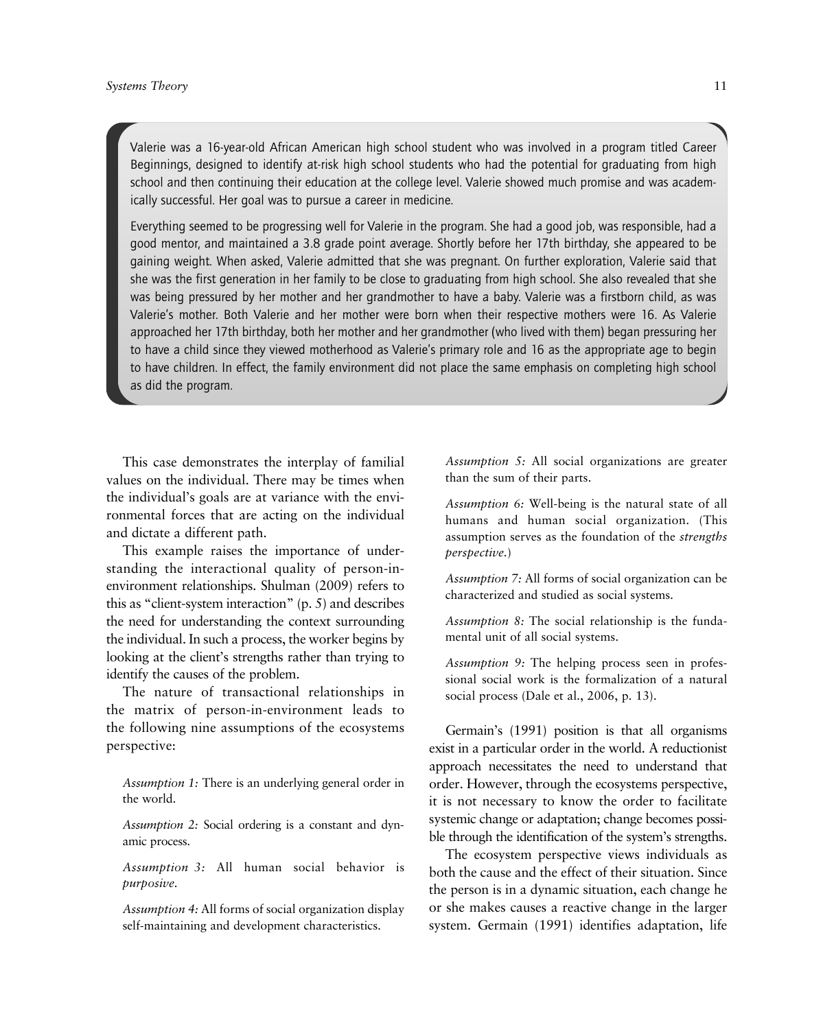> Valerie was a 16-year-old African American high school student who was involved in a program titled Career Beginnings, designed to identify at-risk high school students who had the potential for graduating from high school and then continuing their education at the college level. Valerie showed much promise and was academically successful. Her goal was to pursue a career in medicine.
>
> Everything seemed to be progressing well for Valerie in the program. She had a good job, was responsible, had a good mentor, and maintained a 3.8 grade point average. Shortly before her 17th birthday, she appeared to be gaining weight. When asked, Valerie admitted that she was pregnant. On further exploration, Valerie said that she was the first generation in her family to be close to graduating from high school. She also revealed that she was being pressured by her mother and her grandmother to have a baby. Valerie was a firstborn child, as was Valerie's mother. Both Valerie and her mother were born when their respective mothers were 16. As Valerie approached her 17th birthday, both her mother and her grandmother (who lived with them) began pressuring her to have a child since they viewed motherhood as Valerie's primary role and 16 as the appropriate age to begin to have children. In effect, the family environment did not place the same emphasis on completing high school as did the program.

This case demonstrates the interplay of familial values on the individual. There may be times when the individual's goals are at variance with the environmental forces that are acting on the individual and dictate a different path.

This example raises the importance of understanding the interactional quality of person-in-environment relationships. Shulman (2009) refers to this as "client-system interaction" (p. 5) and describes the need for understanding the context surrounding the individual. In such a process, the worker begins by looking at the client's strengths rather than trying to identify the causes of the problem.

The nature of transactional relationships in the matrix of person-in-environment leads to the following nine assumptions of the ecosystems perspective:

*Assumption 1:* There is an underlying general order in the world.

*Assumption 2:* Social ordering is a constant and dynamic process.

*Assumption 3:* All human social behavior is *purposive*.

*Assumption 4:* All forms of social organization display self-maintaining and development characteristics.

*Assumption 5:* All social organizations are greater than the sum of their parts.

*Assumption 6:* Well-being is the natural state of all humans and human social organization. (This assumption serves as the foundation of the *strengths perspective*.)

*Assumption 7:* All forms of social organization can be characterized and studied as social systems.

*Assumption 8:* The social relationship is the fundamental unit of all social systems.

*Assumption 9:* The helping process seen in professional social work is the formalization of a natural social process (Dale et al., 2006, p. 13).

Germain's (1991) position is that all organisms exist in a particular order in the world. A reductionist approach necessitates the need to understand that order. However, through the ecosystems perspective, it is not necessary to know the order to facilitate systemic change or adaptation; change becomes possible through the identification of the system's strengths.

The ecosystem perspective views individuals as both the cause and the effect of their situation. Since the person is in a dynamic situation, each change he or she makes causes a reactive change in the larger system. Germain (1991) identifies adaptation, life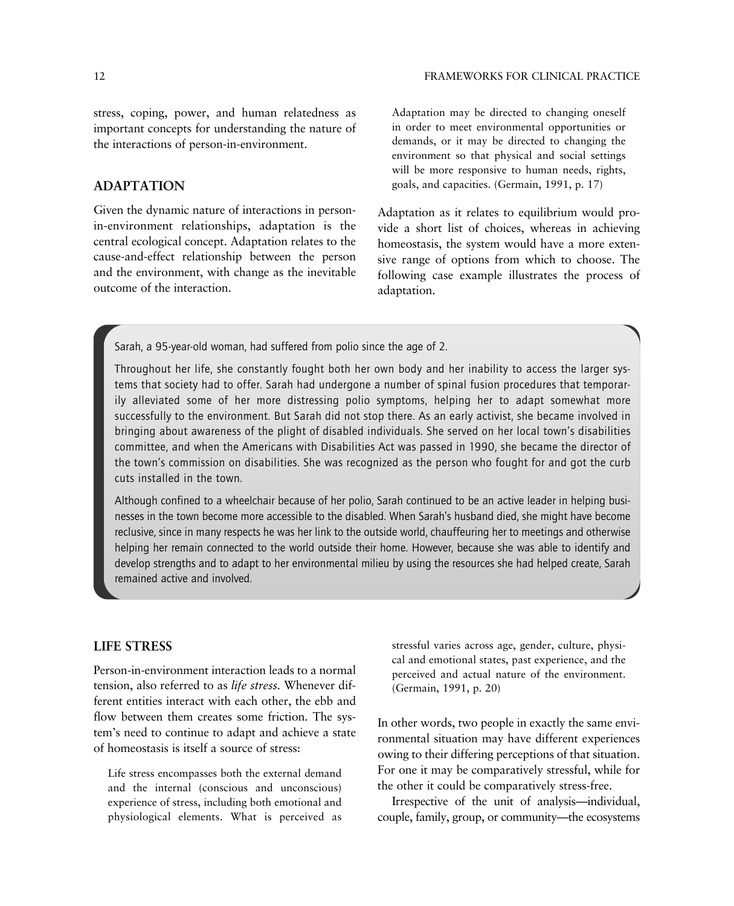stress, coping, power, and human relatedness as important concepts for understanding the nature of the interactions of person-in-environment.

## ADAPTATION

Given the dynamic nature of interactions in person-in-environment relationships, adaptation is the central ecological concept. Adaptation relates to the cause-and-effect relationship between the person and the environment, with change as the inevitable outcome of the interaction.

> Adaptation may be directed to changing oneself in order to meet environmental opportunities or demands, or it may be directed to changing the environment so that physical and social settings will be more responsive to human needs, rights, goals, and capacities. (Germain, 1991, p. 17)

Adaptation as it relates to equilibrium would provide a short list of choices, whereas in achieving homeostasis, the system would have a more extensive range of options from which to choose. The following case example illustrates the process of adaptation.

> Sarah, a 95-year-old woman, had suffered from polio since the age of 2.
>
> Throughout her life, she constantly fought both her own body and her inability to access the larger systems that society had to offer. Sarah had undergone a number of spinal fusion procedures that temporarily alleviated some of her more distressing polio symptoms, helping her to adapt somewhat more successfully to the environment. But Sarah did not stop there. As an early activist, she became involved in bringing about awareness of the plight of disabled individuals. She served on her local town's disabilities committee, and when the Americans with Disabilities Act was passed in 1990, she became the director of the town's commission on disabilities. She was recognized as the person who fought for and got the curb cuts installed in the town.
>
> Although confined to a wheelchair because of her polio, Sarah continued to be an active leader in helping businesses in the town become more accessible to the disabled. When Sarah's husband died, she might have become reclusive, since in many respects he was her link to the outside world, chauffeuring her to meetings and otherwise helping her remain connected to the world outside their home. However, because she was able to identify and develop strengths and to adapt to her environmental milieu by using the resources she had helped create, Sarah remained active and involved.

## LIFE STRESS

Person-in-environment interaction leads to a normal tension, also referred to as *life stress*. Whenever different entities interact with each other, the ebb and flow between them creates some friction. The system's need to continue to adapt and achieve a state of homeostasis is itself a source of stress:

> Life stress encompasses both the external demand and the internal (conscious and unconscious) experience of stress, including both emotional and physiological elements. What is perceived as stressful varies across age, gender, culture, physical and emotional states, past experience, and the perceived and actual nature of the environment. (Germain, 1991, p. 20)

In other words, two people in exactly the same environmental situation may have different experiences owing to their differing perceptions of that situation. For one it may be comparatively stressful, while for the other it could be comparatively stress-free.

Irrespective of the unit of analysis—individual, couple, family, group, or community—the ecosystems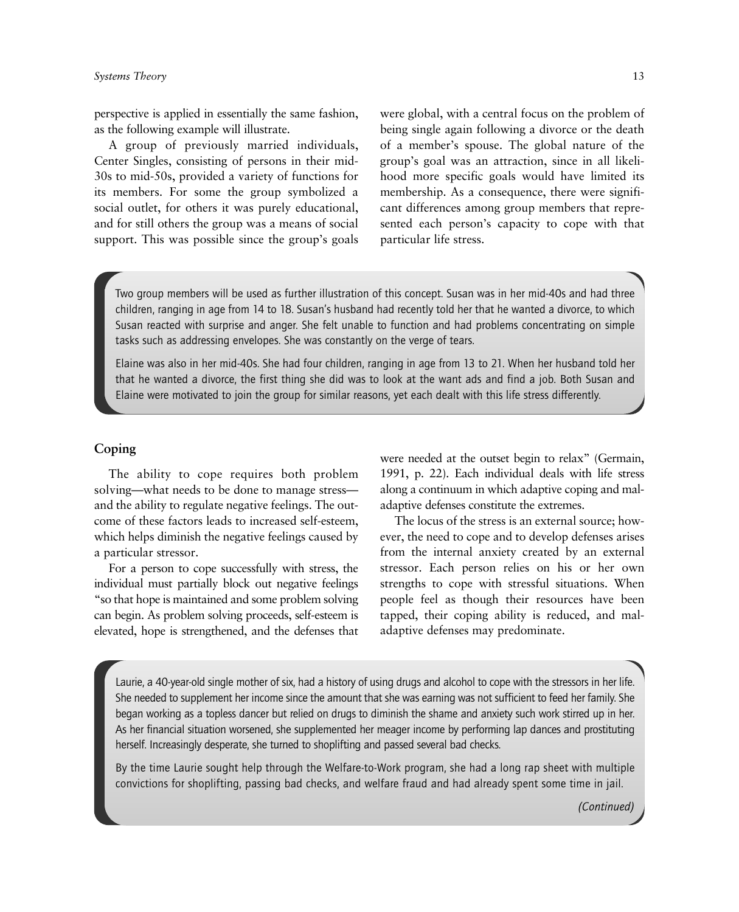perspective is applied in essentially the same fashion, as the following example will illustrate.

A group of previously married individuals, Center Singles, consisting of persons in their mid-30s to mid-50s, provided a variety of functions for its members. For some the group symbolized a social outlet, for others it was purely educational, and for still others the group was a means of social support. This was possible since the group's goals were global, with a central focus on the problem of being single again following a divorce or the death of a member's spouse. The global nature of the group's goal was an attraction, since in all likelihood more specific goals would have limited its membership. As a consequence, there were significant differences among group members that represented each person's capacity to cope with that particular life stress.

> Two group members will be used as further illustration of this concept. Susan was in her mid-40s and had three children, ranging in age from 14 to 18. Susan's husband had recently told her that he wanted a divorce, to which Susan reacted with surprise and anger. She felt unable to function and had problems concentrating on simple tasks such as addressing envelopes. She was constantly on the verge of tears.
>
> Elaine was also in her mid-40s. She had four children, ranging in age from 13 to 21. When her husband told her that he wanted a divorce, the first thing she did was to look at the want ads and find a job. Both Susan and Elaine were motivated to join the group for similar reasons, yet each dealt with this life stress differently.

## Coping

The ability to cope requires both problem solving—what needs to be done to manage stress—and the ability to regulate negative feelings. The outcome of these factors leads to increased self-esteem, which helps diminish the negative feelings caused by a particular stressor.

For a person to cope successfully with stress, the individual must partially block out negative feelings "so that hope is maintained and some problem solving can begin. As problem solving proceeds, self-esteem is elevated, hope is strengthened, and the defenses that were needed at the outset begin to relax" (Germain, 1991, p. 22). Each individual deals with life stress along a continuum in which adaptive coping and maladaptive defenses constitute the extremes.

The locus of the stress is an external source; however, the need to cope and to develop defenses arises from the internal anxiety created by an external stressor. Each person relies on his or her own strengths to cope with stressful situations. When people feel as though their resources have been tapped, their coping ability is reduced, and maladaptive defenses may predominate.

> Laurie, a 40-year-old single mother of six, had a history of using drugs and alcohol to cope with the stressors in her life. She needed to supplement her income since the amount that she was earning was not sufficient to feed her family. She began working as a topless dancer but relied on drugs to diminish the shame and anxiety such work stirred up in her. As her financial situation worsened, she supplemented her meager income by performing lap dances and prostituting herself. Increasingly desperate, she turned to shoplifting and passed several bad checks.
>
> By the time Laurie sought help through the Welfare-to-Work program, she had a long rap sheet with multiple convictions for shoplifting, passing bad checks, and welfare fraud and had already spent some time in jail.
>
> *(Continued)*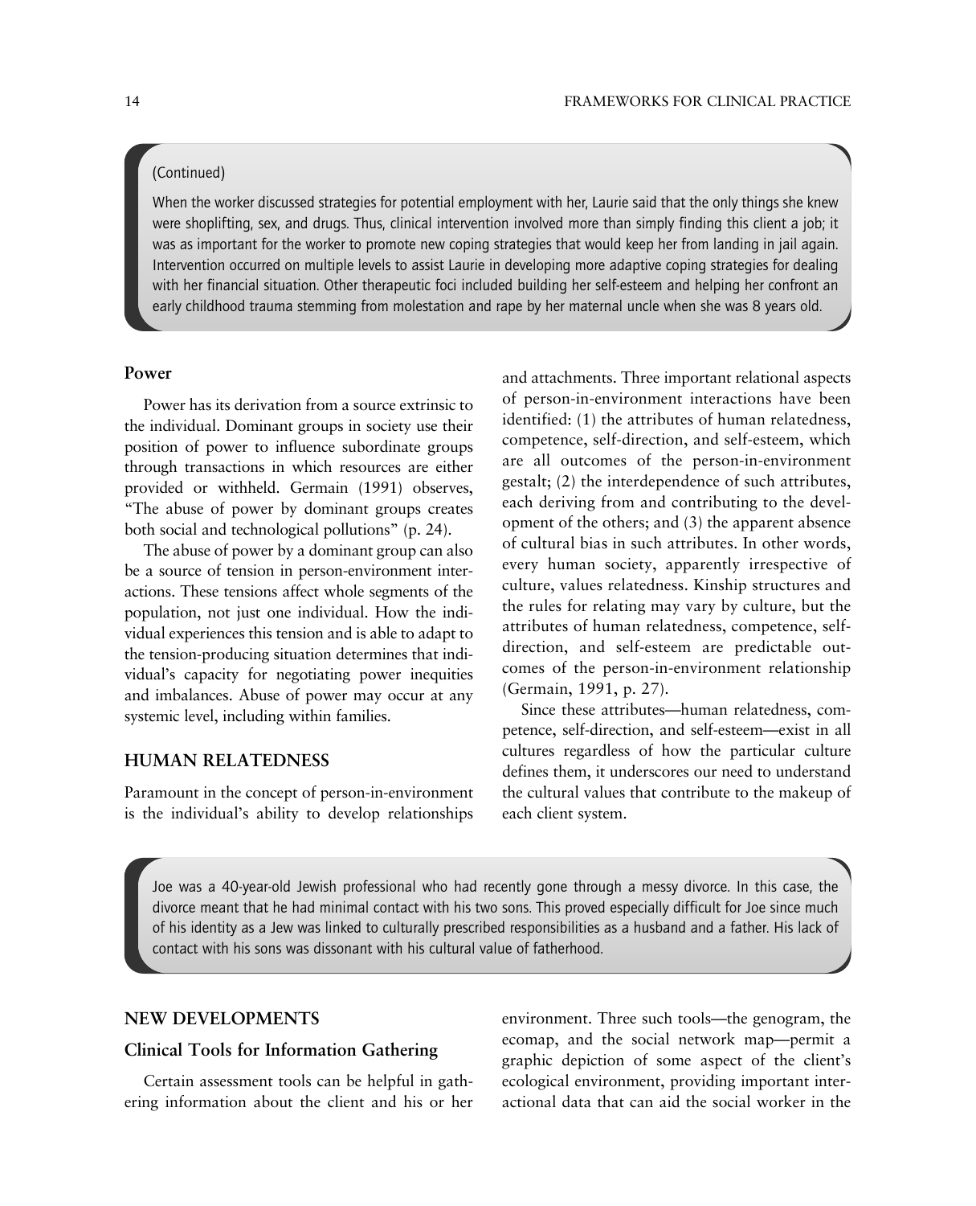(Continued)

When the worker discussed strategies for potential employment with her, Laurie said that the only things she knew were shoplifting, sex, and drugs. Thus, clinical intervention involved more than simply finding this client a job; it was as important for the worker to promote new coping strategies that would keep her from landing in jail again. Intervention occurred on multiple levels to assist Laurie in developing more adaptive coping strategies for dealing with her financial situation. Other therapeutic foci included building her self-esteem and helping her confront an early childhood trauma stemming from molestation and rape by her maternal uncle when she was 8 years old.

### Power

Power has its derivation from a source extrinsic to the individual. Dominant groups in society use their position of power to influence subordinate groups through transactions in which resources are either provided or withheld. Germain (1991) observes, "The abuse of power by dominant groups creates both social and technological pollutions" (p. 24).

The abuse of power by a dominant group can also be a source of tension in person-environment interactions. These tensions affect whole segments of the population, not just one individual. How the individual experiences this tension and is able to adapt to the tension-producing situation determines that individual's capacity for negotiating power inequities and imbalances. Abuse of power may occur at any systemic level, including within families.

## HUMAN RELATEDNESS

Paramount in the concept of person-in-environment is the individual's ability to develop relationships and attachments. Three important relational aspects of person-in-environment interactions have been identified: (1) the attributes of human relatedness, competence, self-direction, and self-esteem, which are all outcomes of the person-in-environment gestalt; (2) the interdependence of such attributes, each deriving from and contributing to the development of the others; and (3) the apparent absence of cultural bias in such attributes. In other words, every human society, apparently irrespective of culture, values relatedness. Kinship structures and the rules for relating may vary by culture, but the attributes of human relatedness, competence, self-direction, and self-esteem are predictable outcomes of the person-in-environment relationship (Germain, 1991, p. 27).

Since these attributes—human relatedness, competence, self-direction, and self-esteem—exist in all cultures regardless of how the particular culture defines them, it underscores our need to understand the cultural values that contribute to the makeup of each client system.

Joe was a 40-year-old Jewish professional who had recently gone through a messy divorce. In this case, the divorce meant that he had minimal contact with his two sons. This proved especially difficult for Joe since much of his identity as a Jew was linked to culturally prescribed responsibilities as a husband and a father. His lack of contact with his sons was dissonant with his cultural value of fatherhood.

## NEW DEVELOPMENTS

### Clinical Tools for Information Gathering

Certain assessment tools can be helpful in gathering information about the client and his or her environment. Three such tools—the genogram, the ecomap, and the social network map—permit a graphic depiction of some aspect of the client's ecological environment, providing important interactional data that can aid the social worker in the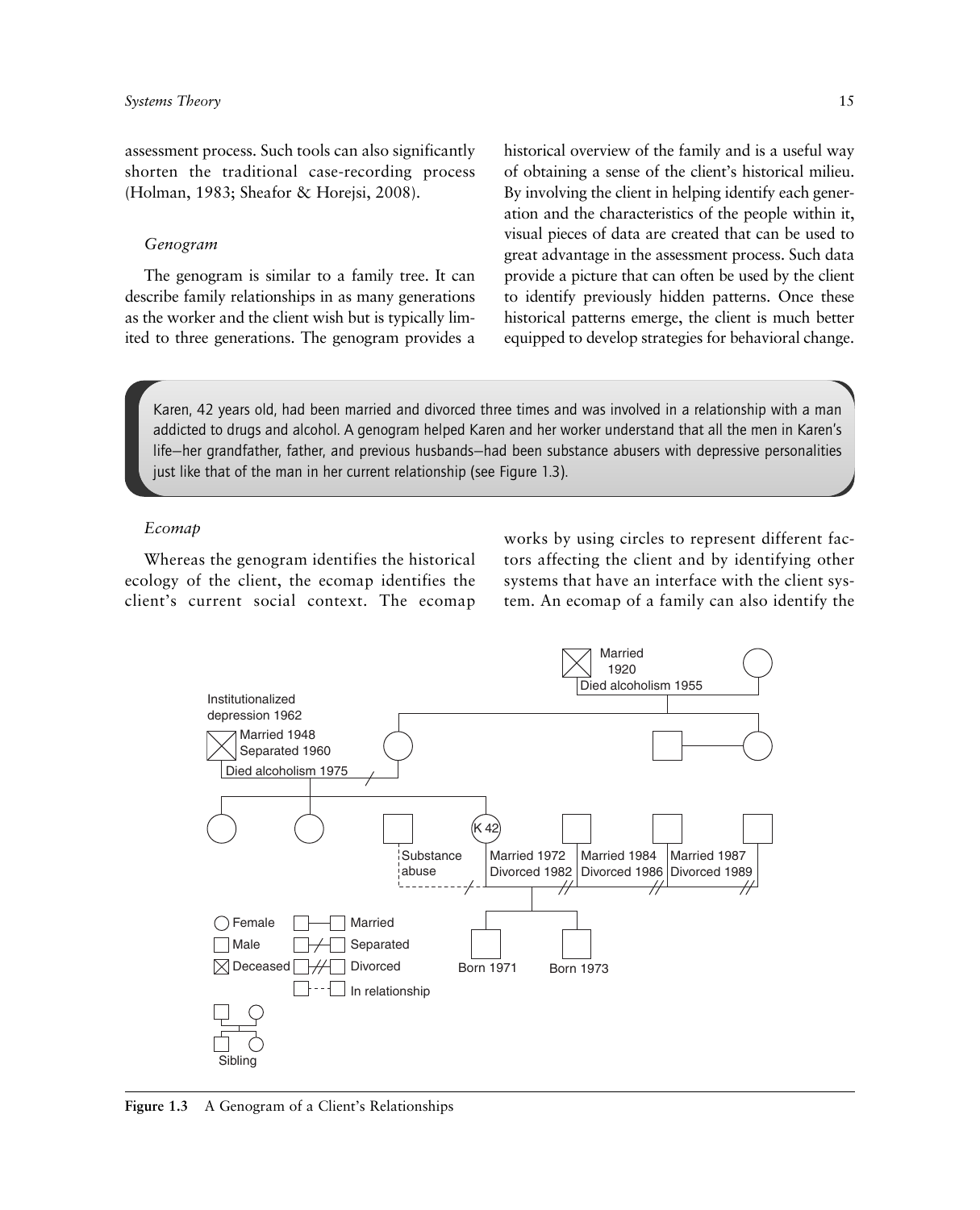assessment process. Such tools can also significantly shorten the traditional case-recording process (Holman, 1983; Sheafor & Horejsi, 2008).

#### *Genogram*

The genogram is similar to a family tree. It can describe family relationships in as many generations as the worker and the client wish but is typically limited to three generations. The genogram provides a historical overview of the family and is a useful way of obtaining a sense of the client's historical milieu. By involving the client in helping identify each generation and the characteristics of the people within it, visual pieces of data are created that can be used to great advantage in the assessment process. Such data provide a picture that can often be used by the client to identify previously hidden patterns. Once these historical patterns emerge, the client is much better equipped to develop strategies for behavioral change.

> Karen, 42 years old, had been married and divorced three times and was involved in a relationship with a man addicted to drugs and alcohol. A genogram helped Karen and her worker understand that all the men in Karen's life—her grandfather, father, and previous husbands—had been substance abusers with depressive personalities just like that of the man in her current relationship (see Figure 1.3).

#### *Ecomap*

Whereas the genogram identifies the historical ecology of the client, the ecomap identifies the client's current social context. The ecomap works by using circles to represent different factors affecting the client and by identifying other systems that have an interface with the client system. An ecomap of a family can also identify the

**Figure 1.3** A Genogram of a Client's Relationships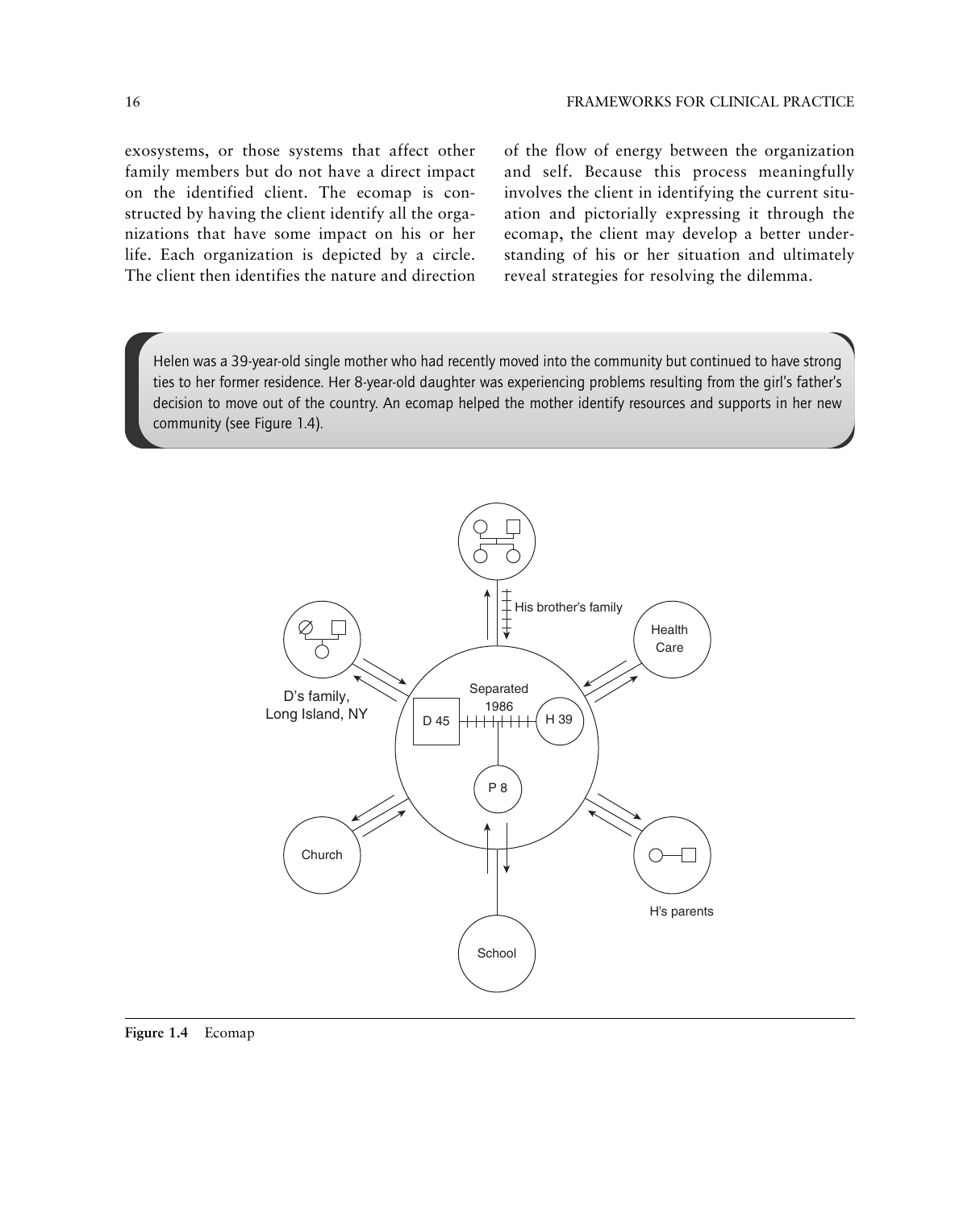exosystems, or those systems that affect other family members but do not have a direct impact on the identified client. The ecomap is constructed by having the client identify all the organizations that have some impact on his or her life. Each organization is depicted by a circle. The client then identifies the nature and direction of the flow of energy between the organization and self. Because this process meaningfully involves the client in identifying the current situation and pictorially expressing it through the ecomap, the client may develop a better understanding of his or her situation and ultimately reveal strategies for resolving the dilemma.

> Helen was a 39-year-old single mother who had recently moved into the community but continued to have strong ties to her former residence. Her 8-year-old daughter was experiencing problems resulting from the girl's father's decision to move out of the country. An ecomap helped the mother identify resources and supports in her new community (see Figure 1.4).

His brother's family

Health Care

D's family, Long Island, NY

Separated 1986

D 45

H 39

P 8

Church

H's parents

School

**Figure 1.4** Ecomap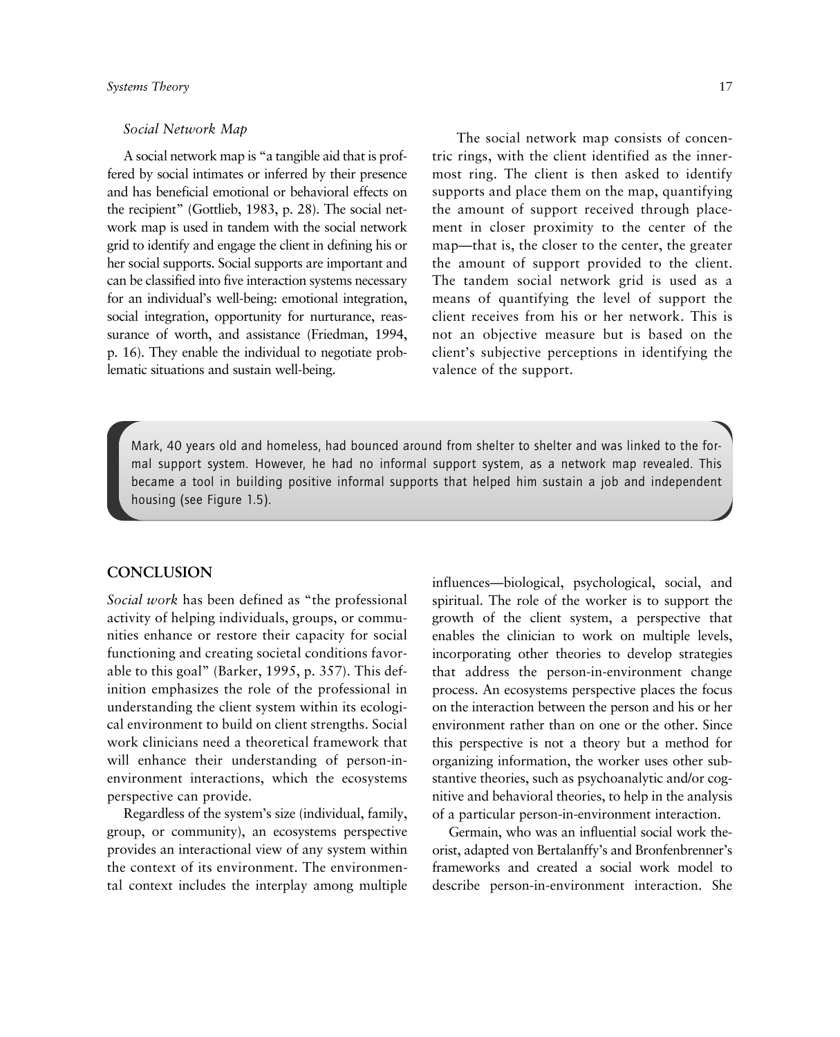### *Social Network Map*

A social network map is "a tangible aid that is proffered by social intimates or inferred by their presence and has beneficial emotional or behavioral effects on the recipient" (Gottlieb, 1983, p. 28). The social network map is used in tandem with the social network grid to identify and engage the client in defining his or her social supports. Social supports are important and can be classified into five interaction systems necessary for an individual's well-being: emotional integration, social integration, opportunity for nurturance, reassurance of worth, and assistance (Friedman, 1994, p. 16). They enable the individual to negotiate problematic situations and sustain well-being.

The social network map consists of concentric rings, with the client identified as the innermost ring. The client is then asked to identify supports and place them on the map, quantifying the amount of support received through placement in closer proximity to the center of the map—that is, the closer to the center, the greater the amount of support provided to the client. The tandem social network grid is used as a means of quantifying the level of support the client receives from his or her network. This is not an objective measure but is based on the client's subjective perceptions in identifying the valence of the support.

> Mark, 40 years old and homeless, had bounced around from shelter to shelter and was linked to the formal support system. However, he had no informal support system, as a network map revealed. This became a tool in building positive informal supports that helped him sustain a job and independent housing (see Figure 1.5).

## CONCLUSION

*Social work* has been defined as "the professional activity of helping individuals, groups, or communities enhance or restore their capacity for social functioning and creating societal conditions favorable to this goal" (Barker, 1995, p. 357). This definition emphasizes the role of the professional in understanding the client system within its ecological environment to build on client strengths. Social work clinicians need a theoretical framework that will enhance their understanding of person-in-environment interactions, which the ecosystems perspective can provide.

Regardless of the system's size (individual, family, group, or community), an ecosystems perspective provides an interactional view of any system within the context of its environment. The environmental context includes the interplay among multiple influences—biological, psychological, social, and spiritual. The role of the worker is to support the growth of the client system, a perspective that enables the clinician to work on multiple levels, incorporating other theories to develop strategies that address the person-in-environment change process. An ecosystems perspective places the focus on the interaction between the person and his or her environment rather than on one or the other. Since this perspective is not a theory but a method for organizing information, the worker uses other substantive theories, such as psychoanalytic and/or cognitive and behavioral theories, to help in the analysis of a particular person-in-environment interaction.

Germain, who was an influential social work theorist, adapted von Bertalanffy's and Bronfenbrenner's frameworks and created a social work model to describe person-in-environment interaction. She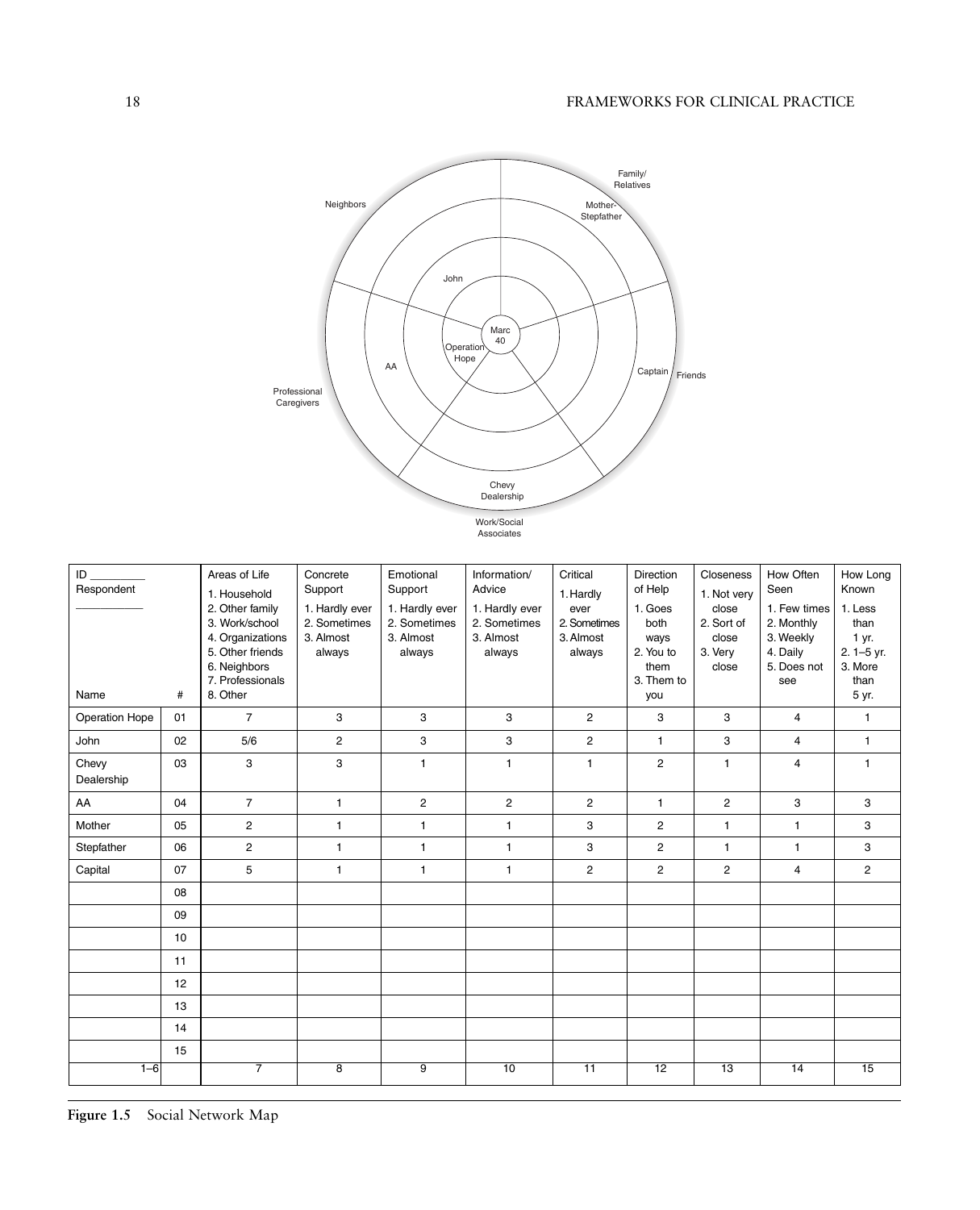Family/ Relatives

Mother-Stepfather

Neighbors

John

Marc 40

Operation Hope

AA

Captain

Friends

Professional Caregivers

Chevy Dealership

Work/Social Associates

| ID ________ Respondent ________ Name | # | Areas of Life 1. Household 2. Other family 3. Work/school 4. Organizations 5. Other friends 6. Neighbors 7. Professionals 8. Other | Concrete Support 1. Hardly ever 2. Sometimes 3. Almost always | Emotional Support 1. Hardly ever 2. Sometimes 3. Almost always | Information/ Advice 1. Hardly ever 2. Sometimes 3. Almost always | Critical 1. Hardly ever 2. Sometimes 3. Almost always | Direction of Help 1. Goes both ways 2. You to them 3. Them to you | Closeness 1. Not very close 2. Sort of close 3. Very close | How Often Seen 1. Few times 2. Monthly 3. Weekly 4. Daily 5. Does not see | How Long Known 1. Less than 1 yr. 2. 1–5 yr. 3. More than 5 yr. |
|---|---|---|---|---|---|---|---|---|---|---|
| Operation Hope | 01 | 7 | 3 | 3 | 3 | 2 | 3 | 3 | 4 | 1 |
| John | 02 | 5/6 | 2 | 3 | 3 | 2 | 1 | 3 | 4 | 1 |
| Chevy Dealership | 03 | 3 | 3 | 1 | 1 | 1 | 2 | 1 | 4 | 1 |
| AA | 04 | 7 | 1 | 2 | 2 | 2 | 1 | 2 | 3 | 3 |
| Mother | 05 | 2 | 1 | 1 | 1 | 3 | 2 | 1 | 1 | 3 |
| Stepfather | 06 | 2 | 1 | 1 | 1 | 3 | 2 | 1 | 1 | 3 |
| Capital | 07 | 5 | 1 | 1 | 1 | 2 | 2 | 2 | 4 | 2 |
| | 08 | | | | | | | | | |
| | 09 | | | | | | | | | |
| | 10 | | | | | | | | | |
| | 11 | | | | | | | | | |
| | 12 | | | | | | | | | |
| | 13 | | | | | | | | | |
| | 14 | | | | | | | | | |
| | 15 | | | | | | | | | |
| 1–6 | | 7 | 8 | 9 | 10 | 11 | 12 | 13 | 14 | 15 |

**Figure 1.5** Social Network Map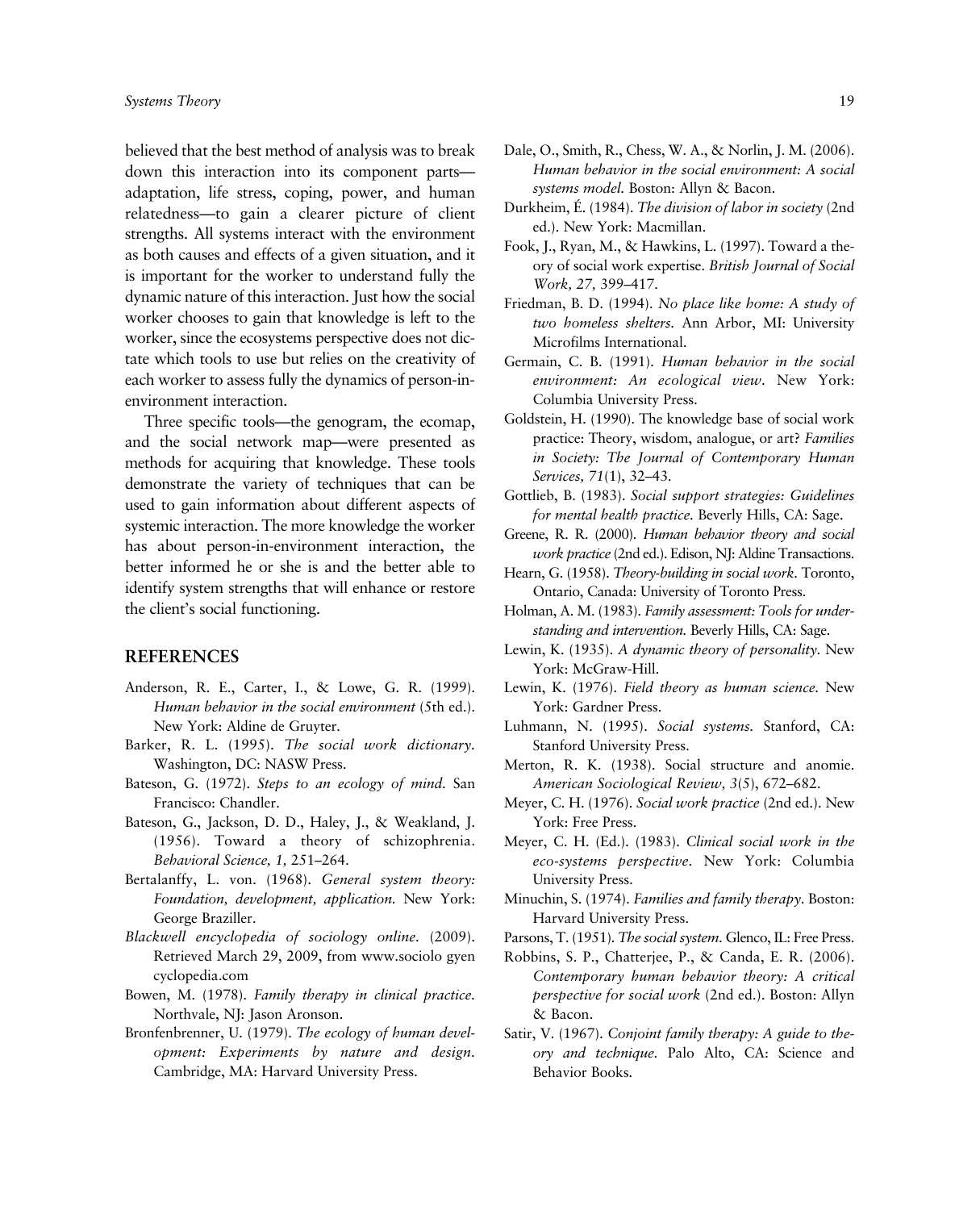believed that the best method of analysis was to break down this interaction into its component parts—adaptation, life stress, coping, power, and human relatedness—to gain a clearer picture of client strengths. All systems interact with the environment as both causes and effects of a given situation, and it is important for the worker to understand fully the dynamic nature of this interaction. Just how the social worker chooses to gain that knowledge is left to the worker, since the ecosystems perspective does not dictate which tools to use but relies on the creativity of each worker to assess fully the dynamics of person-in-environment interaction.

Three specific tools—the genogram, the ecomap, and the social network map—were presented as methods for acquiring that knowledge. These tools demonstrate the variety of techniques that can be used to gain information about different aspects of systemic interaction. The more knowledge the worker has about person-in-environment interaction, the better informed he or she is and the better able to identify system strengths that will enhance or restore the client's social functioning.

## REFERENCES

Anderson, R. E., Carter, I., & Lowe, G. R. (1999). *Human behavior in the social environment* (5th ed.). New York: Aldine de Gruyter.

Barker, R. L. (1995). *The social work dictionary.* Washington, DC: NASW Press.

Bateson, G. (1972). *Steps to an ecology of mind.* San Francisco: Chandler.

Bateson, G., Jackson, D. D., Haley, J., & Weakland, J. (1956). Toward a theory of schizophrenia. *Behavioral Science, 1,* 251–264.

Bertalanffy, L. von. (1968). *General system theory: Foundation, development, application.* New York: George Braziller.

*Blackwell encyclopedia of sociology online.* (2009). Retrieved March 29, 2009, from www.sociolo gyen cyclopedia.com

Bowen, M. (1978). *Family therapy in clinical practice.* Northvale, NJ: Jason Aronson.

Bronfenbrenner, U. (1979). *The ecology of human development: Experiments by nature and design.* Cambridge, MA: Harvard University Press.

Dale, O., Smith, R., Chess, W. A., & Norlin, J. M. (2006). *Human behavior in the social environment: A social systems model.* Boston: Allyn & Bacon.

Durkheim, É. (1984). *The division of labor in society* (2nd ed.). New York: Macmillan.

Fook, J., Ryan, M., & Hawkins, L. (1997). Toward a theory of social work expertise. *British Journal of Social Work, 27,* 399–417.

Friedman, B. D. (1994). *No place like home: A study of two homeless shelters.* Ann Arbor, MI: University Microfilms International.

Germain, C. B. (1991). *Human behavior in the social environment: An ecological view.* New York: Columbia University Press.

Goldstein, H. (1990). The knowledge base of social work practice: Theory, wisdom, analogue, or art? *Families in Society: The Journal of Contemporary Human Services, 71*(1), 32–43.

Gottlieb, B. (1983). *Social support strategies: Guidelines for mental health practice.* Beverly Hills, CA: Sage.

Greene, R. R. (2000). *Human behavior theory and social work practice* (2nd ed.). Edison, NJ: Aldine Transactions.

Hearn, G. (1958). *Theory-building in social work.* Toronto, Ontario, Canada: University of Toronto Press.

Holman, A. M. (1983). *Family assessment: Tools for understanding and intervention.* Beverly Hills, CA: Sage.

Lewin, K. (1935). *A dynamic theory of personality.* New York: McGraw-Hill.

Lewin, K. (1976). *Field theory as human science.* New York: Gardner Press.

Luhmann, N. (1995). *Social systems.* Stanford, CA: Stanford University Press.

Merton, R. K. (1938). Social structure and anomie. *American Sociological Review, 3*(5), 672–682.

Meyer, C. H. (1976). *Social work practice* (2nd ed.). New York: Free Press.

Meyer, C. H. (Ed.). (1983). *Clinical social work in the eco-systems perspective.* New York: Columbia University Press.

Minuchin, S. (1974). *Families and family therapy.* Boston: Harvard University Press.

Parsons, T. (1951). *The social system.* Glenco, IL: Free Press.

Robbins, S. P., Chatterjee, P., & Canda, E. R. (2006). *Contemporary human behavior theory: A critical perspective for social work* (2nd ed.). Boston: Allyn & Bacon.

Satir, V. (1967). *Conjoint family therapy: A guide to theory and technique.* Palo Alto, CA: Science and Behavior Books.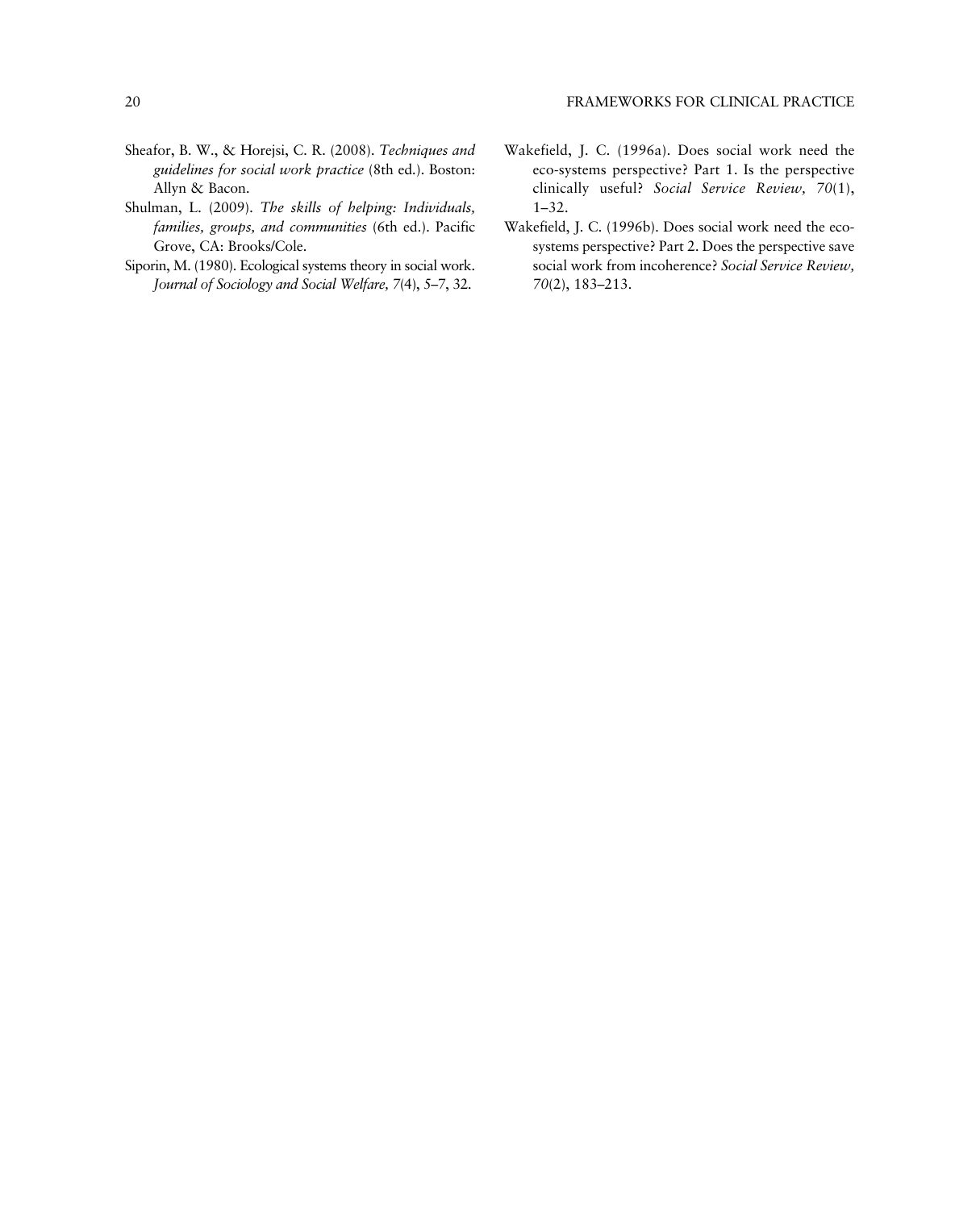Sheafor, B. W., & Horejsi, C. R. (2008). *Techniques and guidelines for social work practice* (8th ed.). Boston: Allyn & Bacon.

Shulman, L. (2009). *The skills of helping: Individuals, families, groups, and communities* (6th ed.). Pacific Grove, CA: Brooks/Cole.

Siporin, M. (1980). Ecological systems theory in social work. *Journal of Sociology and Social Welfare, 7*(4), 5–7, 32.

Wakefield, J. C. (1996a). Does social work need the eco-systems perspective? Part 1. Is the perspective clinically useful? *Social Service Review, 70*(1), 1–32.

Wakefield, J. C. (1996b). Does social work need the eco-systems perspective? Part 2. Does the perspective save social work from incoherence? *Social Service Review, 70*(2), 183–213.